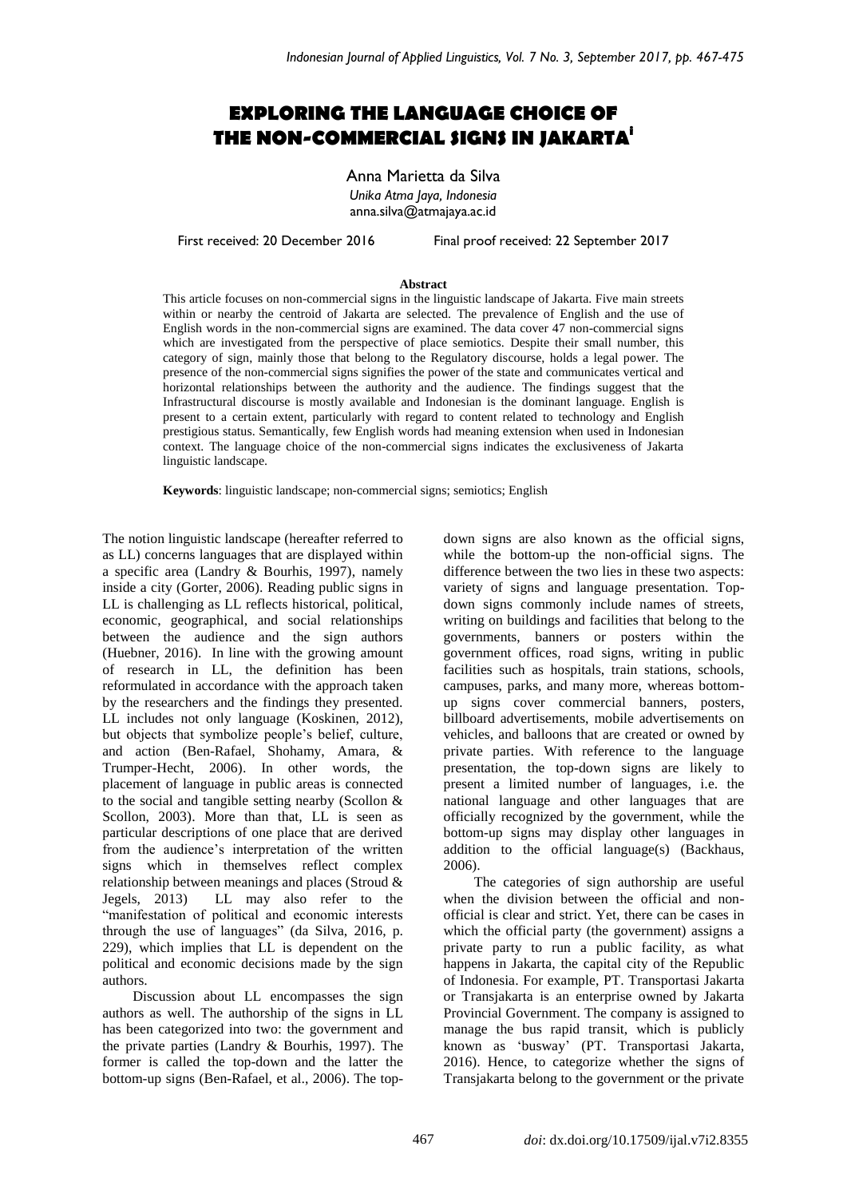# EXPLORING THE LANGUAGE CHOICE OF THE NON-COMMERCIAL SIGNS IN JAKARTA[i]

Anna Marietta da Silva

*Unika Atma Jaya, Indonesia*

anna.silva@atmajaya.ac.id

First received: 20 December 2016 Final proof received: 22 September 2017

**Abstract**

This article focuses on non-commercial signs in the linguistic landscape of Jakarta. Five main streets within or nearby the centroid of Jakarta are selected. The prevalence of English and the use of English words in the non-commercial signs are examined. The data cover 47 non-commercial signs which are investigated from the perspective of place semiotics. Despite their small number, this category of sign, mainly those that belong to the Regulatory discourse, holds a legal power. The presence of the non-commercial signs signifies the power of the state and communicates vertical and horizontal relationships between the authority and the audience. The findings suggest that the Infrastructural discourse is mostly available and Indonesian is the dominant language. English is present to a certain extent, particularly with regard to content related to technology and English prestigious status. Semantically, few English words had meaning extension when used in Indonesian context. The language choice of the non-commercial signs indicates the exclusiveness of Jakarta linguistic landscape.

**Keywords**: linguistic landscape; non-commercial signs; semiotics; English

The notion linguistic landscape (hereafter referred to as LL) concerns languages that are displayed within a specific area (Landry & Bourhis, 1997), namely inside a city (Gorter, 2006). Reading public signs in LL is challenging as LL reflects historical, political, economic, geographical, and social relationships between the audience and the sign authors (Huebner, 2016). In line with the growing amount of research in LL, the definition has been reformulated in accordance with the approach taken by the researchers and the findings they presented. LL includes not only language (Koskinen, 2012), but objects that symbolize people's belief, culture, and action (Ben-Rafael, Shohamy, Amara, & Trumper-Hecht, 2006). In other words, the placement of language in public areas is connected to the social and tangible setting nearby (Scollon & Scollon, 2003). More than that, LL is seen as particular descriptions of one place that are derived from the audience's interpretation of the written signs which in themselves reflect complex relationship between meanings and places (Stroud & Jegels, 2013) LL may also refer to the "manifestation of political and economic interests through the use of languages" (da Silva, 2016, p. 229), which implies that LL is dependent on the political and economic decisions made by the sign authors.

Discussion about LL encompasses the sign authors as well. The authorship of the signs in LL has been categorized into two: the government and the private parties (Landry & Bourhis, 1997). The former is called the top-down and the latter the bottom-up signs (Ben-Rafael, et al., 2006). The top-down signs are also known as the official signs, while the bottom-up the non-official signs. The difference between the two lies in these two aspects: variety of signs and language presentation. Top-down signs commonly include names of streets, writing on buildings and facilities that belong to the governments, banners or posters within the government offices, road signs, writing in public facilities such as hospitals, train stations, schools, campuses, parks, and many more, whereas bottom-up signs cover commercial banners, posters, billboard advertisements, mobile advertisements on vehicles, and balloons that are created or owned by private parties. With reference to the language presentation, the top-down signs are likely to present a limited number of languages, i.e. the national language and other languages that are officially recognized by the government, while the bottom-up signs may display other languages in addition to the official language(s) (Backhaus, 2006).

The categories of sign authorship are useful when the division between the official and non-official is clear and strict. Yet, there can be cases in which the official party (the government) assigns a private party to run a public facility, as what happens in Jakarta, the capital city of the Republic of Indonesia. For example, PT. Transportasi Jakarta or Transjakarta is an enterprise owned by Jakarta Provincial Government. The company is assigned to manage the bus rapid transit, which is publicly known as 'busway' (PT. Transportasi Jakarta, 2016). Hence, to categorize whether the signs of Transjakarta belong to the government or the private

*doi*: dx.doi.org/10.17509/ijal.v7i2.8355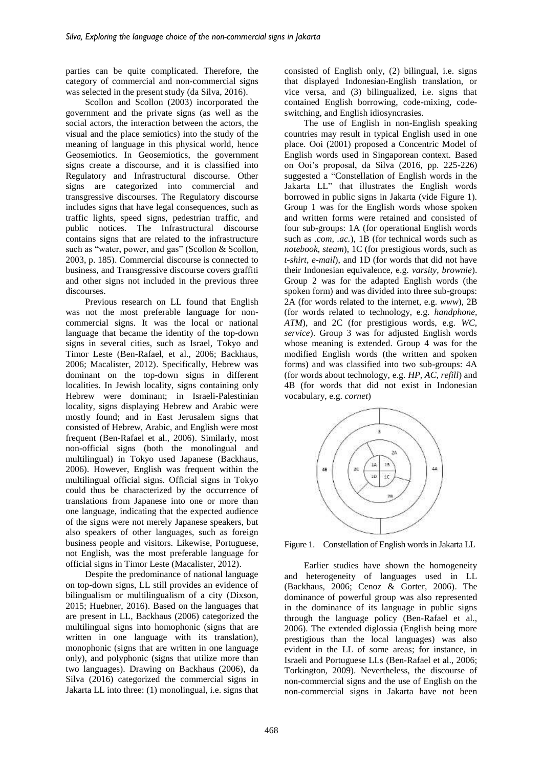parties can be quite complicated. Therefore, the category of commercial and non-commercial signs was selected in the present study (da Silva, 2016).

Scollon and Scollon (2003) incorporated the government and the private signs (as well as the social actors, the interaction between the actors, the visual and the place semiotics) into the study of the meaning of language in this physical world, hence Geosemiotics. In Geosemiotics, the government signs create a discourse, and it is classified into Regulatory and Infrastructural discourse. Other signs are categorized into commercial and transgressive discourses. The Regulatory discourse includes signs that have legal consequences, such as traffic lights, speed signs, pedestrian traffic, and public notices. The Infrastructural discourse contains signs that are related to the infrastructure such as "water, power, and gas" (Scollon & Scollon, 2003, p. 185). Commercial discourse is connected to business, and Transgressive discourse covers graffiti and other signs not included in the previous three discourses.

Previous research on LL found that English was not the most preferable language for non-commercial signs. It was the local or national language that became the identity of the top-down signs in several cities, such as Israel, Tokyo and Timor Leste (Ben-Rafael, et al., 2006; Backhaus, 2006; Macalister, 2012). Specifically, Hebrew was dominant on the top-down signs in different localities. In Jewish locality, signs containing only Hebrew were dominant; in Israeli-Palestinian locality, signs displaying Hebrew and Arabic were mostly found; and in East Jerusalem signs that consisted of Hebrew, Arabic, and English were most frequent (Ben-Rafael et al., 2006). Similarly, most non-official signs (both the monolingual and multilingual) in Tokyo used Japanese (Backhaus, 2006). However, English was frequent within the multilingual official signs. Official signs in Tokyo could thus be characterized by the occurrence of translations from Japanese into one or more than one language, indicating that the expected audience of the signs were not merely Japanese speakers, but also speakers of other languages, such as foreign business people and visitors. Likewise, Portuguese, not English, was the most preferable language for official signs in Timor Leste (Macalister, 2012).

Despite the predominance of national language on top-down signs, LL still provides an evidence of bilingualism or multilingualism of a city (Dixson, 2015; Huebner, 2016). Based on the languages that are present in LL, Backhaus (2006) categorized the multilingual signs into homophonic (signs that are written in one language with its translation), monophonic (signs that are written in one language only), and polyphonic (signs that utilize more than two languages). Drawing on Backhaus (2006), da Silva (2016) categorized the commercial signs in Jakarta LL into three: (1) monolingual, i.e. signs that consisted of English only, (2) bilingual, i.e. signs that displayed Indonesian-English translation, or vice versa, and (3) bilingualized, i.e. signs that contained English borrowing, code-mixing, code-switching, and English idiosyncrasies.

The use of English in non-English speaking countries may result in typical English used in one place. Ooi (2001) proposed a Concentric Model of English words used in Singaporean context. Based on Ooi's proposal, da Silva (2016, pp. 225-226) suggested a "Constellation of English words in the Jakarta LL" that illustrates the English words borrowed in public signs in Jakarta (vide Figure 1). Group 1 was for the English words whose spoken and written forms were retained and consisted of four sub-groups: 1A (for operational English words such as *.com, .ac.*), 1B (for technical words such as *notebook, steam*), 1C (for prestigious words, such as *t-shirt, e-mail*), and 1D (for words that did not have their Indonesian equivalence, e.g. *varsity, brownie*). Group 2 was for the adapted English words (the spoken form) and was divided into three sub-groups: 2A (for words related to the internet, e.g. *www*), 2B (for words related to technology, e.g. *handphone, ATM*), and 2C (for prestigious words, e.g. *WC, service*). Group 3 was for adjusted English words whose meaning is extended. Group 4 was for the modified English words (the written and spoken forms) and was classified into two sub-groups: 4A (for words about technology, e.g. *HP, AC, refill*) and 4B (for words that did not exist in Indonesian vocabulary, e.g. *cornet*)

Figure 1. Constellation of English words in Jakarta LL

Earlier studies have shown the homogeneity and heterogeneity of languages used in LL (Backhaus, 2006; Cenoz & Gorter, 2006). The dominance of powerful group was also represented in the dominance of its language in public signs through the language policy (Ben-Rafael et al., 2006). The extended diglossia (English being more prestigious than the local languages) was also evident in the LL of some areas; for instance, in Israeli and Portuguese LLs (Ben-Rafael et al., 2006; Torkington, 2009). Nevertheless, the discourse of non-commercial signs and the use of English on the non-commercial signs in Jakarta have not been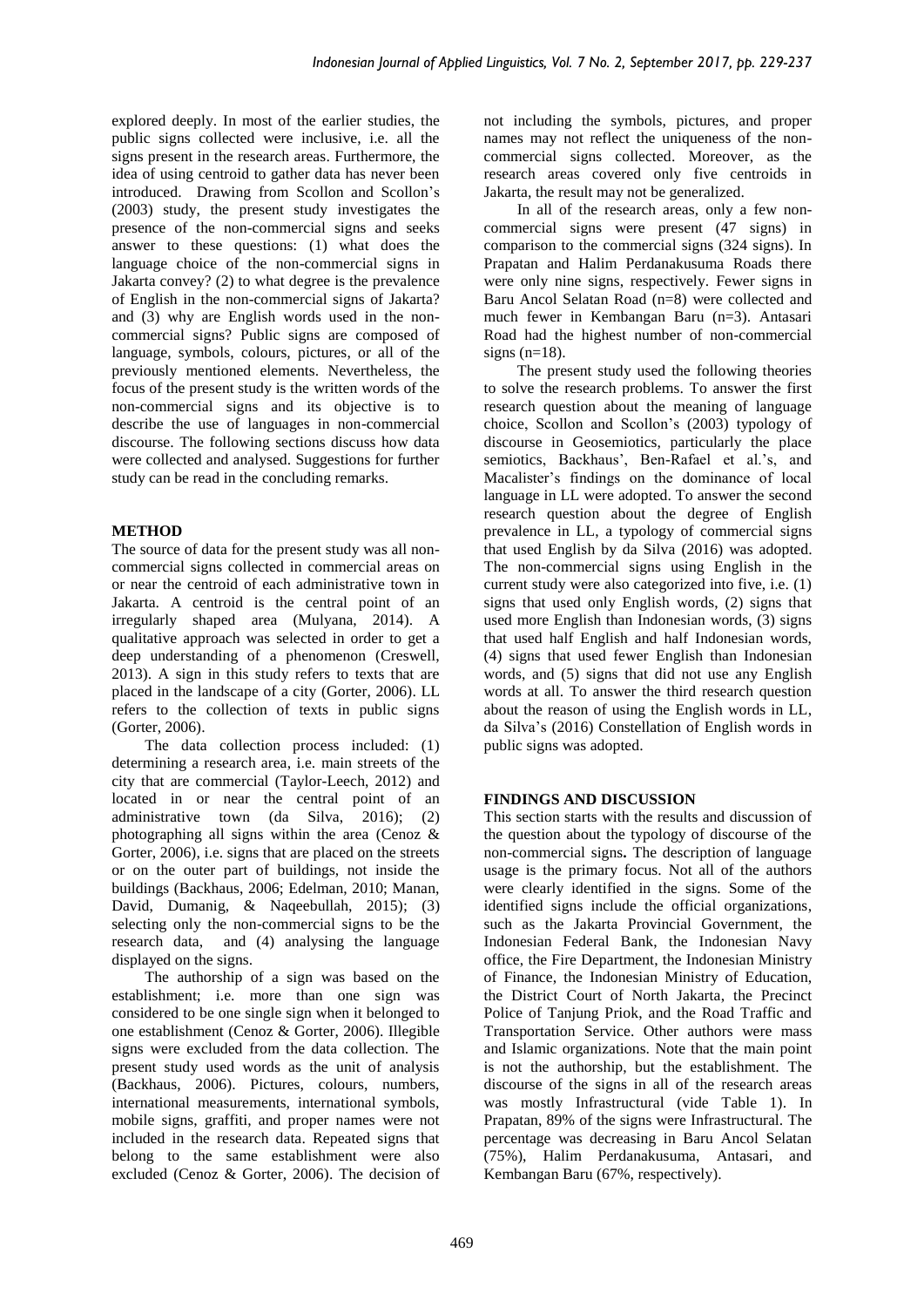explored deeply. In most of the earlier studies, the public signs collected were inclusive, i.e. all the signs present in the research areas. Furthermore, the idea of using centroid to gather data has never been introduced. Drawing from Scollon and Scollon's (2003) study, the present study investigates the presence of the non-commercial signs and seeks answer to these questions: (1) what does the language choice of the non-commercial signs in Jakarta convey? (2) to what degree is the prevalence of English in the non-commercial signs of Jakarta? and (3) why are English words used in the non-commercial signs? Public signs are composed of language, symbols, colours, pictures, or all of the previously mentioned elements. Nevertheless, the focus of the present study is the written words of the non-commercial signs and its objective is to describe the use of languages in non-commercial discourse. The following sections discuss how data were collected and analysed. Suggestions for further study can be read in the concluding remarks.

## METHOD

The source of data for the present study was all non-commercial signs collected in commercial areas on or near the centroid of each administrative town in Jakarta. A centroid is the central point of an irregularly shaped area (Mulyana, 2014). A qualitative approach was selected in order to get a deep understanding of a phenomenon (Creswell, 2013). A sign in this study refers to texts that are placed in the landscape of a city (Gorter, 2006). LL refers to the collection of texts in public signs (Gorter, 2006).

The data collection process included: (1) determining a research area, i.e. main streets of the city that are commercial (Taylor-Leech, 2012) and located in or near the central point of an administrative town (da Silva, 2016); (2) photographing all signs within the area (Cenoz & Gorter, 2006), i.e. signs that are placed on the streets or on the outer part of buildings, not inside the buildings (Backhaus, 2006; Edelman, 2010; Manan, David, Dumanig, & Naqeebullah, 2015); (3) selecting only the non-commercial signs to be the research data, and (4) analysing the language displayed on the signs.

The authorship of a sign was based on the establishment; i.e. more than one sign was considered to be one single sign when it belonged to one establishment (Cenoz & Gorter, 2006). Illegible signs were excluded from the data collection. The present study used words as the unit of analysis (Backhaus, 2006). Pictures, colours, numbers, international measurements, international symbols, mobile signs, graffiti, and proper names were not included in the research data. Repeated signs that belong to the same establishment were also excluded (Cenoz & Gorter, 2006). The decision of not including the symbols, pictures, and proper names may not reflect the uniqueness of the non-commercial signs collected. Moreover, as the research areas covered only five centroids in Jakarta, the result may not be generalized.

In all of the research areas, only a few non-commercial signs were present (47 signs) in comparison to the commercial signs (324 signs). In Prapatan and Halim Perdanakusuma Roads there were only nine signs, respectively. Fewer signs in Baru Ancol Selatan Road (n=8) were collected and much fewer in Kembangan Baru (n=3). Antasari Road had the highest number of non-commercial signs (n=18).

The present study used the following theories to solve the research problems. To answer the first research question about the meaning of language choice, Scollon and Scollon's (2003) typology of discourse in Geosemiotics, particularly the place semiotics, Backhaus', Ben-Rafael et al.'s, and Macalister's findings on the dominance of local language in LL were adopted. To answer the second research question about the degree of English prevalence in LL, a typology of commercial signs that used English by da Silva (2016) was adopted. The non-commercial signs using English in the current study were also categorized into five, i.e. (1) signs that used only English words, (2) signs that used more English than Indonesian words, (3) signs that used half English and half Indonesian words, (4) signs that used fewer English than Indonesian words, and (5) signs that did not use any English words at all. To answer the third research question about the reason of using the English words in LL, da Silva's (2016) Constellation of English words in public signs was adopted.

## FINDINGS AND DISCUSSION

This section starts with the results and discussion of the question about the typology of discourse of the non-commercial signs**.** The description of language usage is the primary focus. Not all of the authors were clearly identified in the signs. Some of the identified signs include the official organizations, such as the Jakarta Provincial Government, the Indonesian Federal Bank, the Indonesian Navy office, the Fire Department, the Indonesian Ministry of Finance, the Indonesian Ministry of Education, the District Court of North Jakarta, the Precinct Police of Tanjung Priok, and the Road Traffic and Transportation Service. Other authors were mass and Islamic organizations. Note that the main point is not the authorship, but the establishment. The discourse of the signs in all of the research areas was mostly Infrastructural (vide Table 1). In Prapatan, 89% of the signs were Infrastructural. The percentage was decreasing in Baru Ancol Selatan (75%), Halim Perdanakusuma, Antasari, and Kembangan Baru (67%, respectively).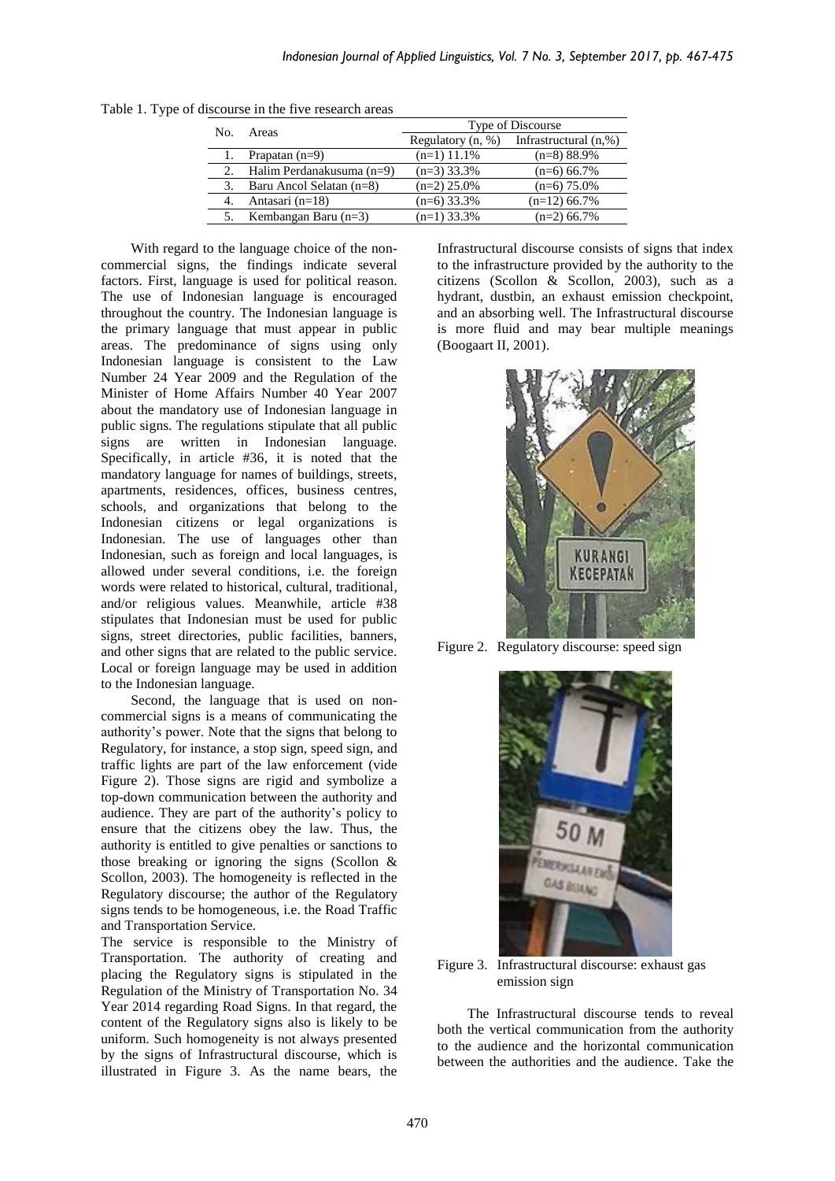Table 1. Type of discourse in the five research areas

| No. | Areas | Type of Discourse | |
|---|---|---|---|
| | | Regulatory (n, %) | Infrastructural (n,%) |
| 1. | Prapatan (n=9) | (n=1) 11.1% | (n=8) 88.9% |
| 2. | Halim Perdanakusuma (n=9) | (n=3) 33.3% | (n=6) 66.7% |
| 3. | Baru Ancol Selatan (n=8) | (n=2) 25.0% | (n=6) 75.0% |
| 4. | Antasari (n=18) | (n=6) 33.3% | (n=12) 66.7% |
| 5. | Kembangan Baru (n=3) | (n=1) 33.3% | (n=2) 66.7% |

With regard to the language choice of the non-commercial signs, the findings indicate several factors. First, language is used for political reason. The use of Indonesian language is encouraged throughout the country. The Indonesian language is the primary language that must appear in public areas. The predominance of signs using only Indonesian language is consistent to the Law Number 24 Year 2009 and the Regulation of the Minister of Home Affairs Number 40 Year 2007 about the mandatory use of Indonesian language in public signs. The regulations stipulate that all public signs are written in Indonesian language. Specifically, in article #36, it is noted that the mandatory language for names of buildings, streets, apartments, residences, offices, business centres, schools, and organizations that belong to the Indonesian citizens or legal organizations is Indonesian. The use of languages other than Indonesian, such as foreign and local languages, is allowed under several conditions, i.e. the foreign words were related to historical, cultural, traditional, and/or religious values. Meanwhile, article #38 stipulates that Indonesian must be used for public signs, street directories, public facilities, banners, and other signs that are related to the public service. Local or foreign language may be used in addition to the Indonesian language.

Second, the language that is used on non-commercial signs is a means of communicating the authority's power. Note that the signs that belong to Regulatory, for instance, a stop sign, speed sign, and traffic lights are part of the law enforcement (vide Figure 2). Those signs are rigid and symbolize a top-down communication between the authority and audience. They are part of the authority's policy to ensure that the citizens obey the law. Thus, the authority is entitled to give penalties or sanctions to those breaking or ignoring the signs (Scollon & Scollon, 2003). The homogeneity is reflected in the Regulatory discourse; the author of the Regulatory signs tends to be homogeneous, i.e. the Road Traffic and Transportation Service.

The service is responsible to the Ministry of Transportation. The authority of creating and placing the Regulatory signs is stipulated in the Regulation of the Ministry of Transportation No. 34 Year 2014 regarding Road Signs. In that regard, the content of the Regulatory signs also is likely to be uniform. Such homogeneity is not always presented by the signs of Infrastructural discourse, which is illustrated in Figure 3. As the name bears, the Infrastructural discourse consists of signs that index to the infrastructure provided by the authority to the citizens (Scollon & Scollon, 2003), such as a hydrant, dustbin, an exhaust emission checkpoint, and an absorbing well. The Infrastructural discourse is more fluid and may bear multiple meanings (Boogaart II, 2001).

Figure 2. Regulatory discourse: speed sign

Figure 3. Infrastructural discourse: exhaust gas emission sign

The Infrastructural discourse tends to reveal both the vertical communication from the authority to the audience and the horizontal communication between the authorities and the audience. Take the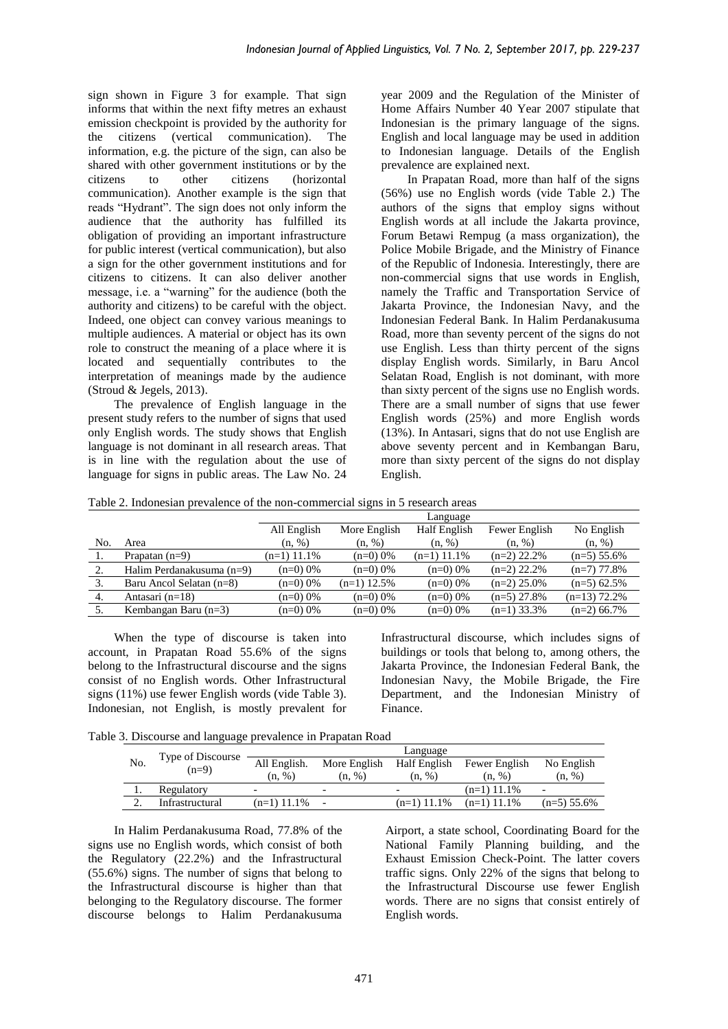sign shown in Figure 3 for example. That sign informs that within the next fifty metres an exhaust emission checkpoint is provided by the authority for the citizens (vertical communication). The information, e.g. the picture of the sign, can also be shared with other government institutions or by the citizens to other citizens (horizontal communication). Another example is the sign that reads "Hydrant". The sign does not only inform the audience that the authority has fulfilled its obligation of providing an important infrastructure for public interest (vertical communication), but also a sign for the other government institutions and for citizens to citizens. It can also deliver another message, i.e. a "warning" for the audience (both the authority and citizens) to be careful with the object. Indeed, one object can convey various meanings to multiple audiences. A material or object has its own role to construct the meaning of a place where it is located and sequentially contributes to the interpretation of meanings made by the audience (Stroud & Jegels, 2013).

The prevalence of English language in the present study refers to the number of signs that used only English words. The study shows that English language is not dominant in all research areas. That is in line with the regulation about the use of language for signs in public areas. The Law No. 24 year 2009 and the Regulation of the Minister of Home Affairs Number 40 Year 2007 stipulate that Indonesian is the primary language of the signs. English and local language may be used in addition to Indonesian language. Details of the English prevalence are explained next.

In Prapatan Road, more than half of the signs (56%) use no English words (vide Table 2.) The authors of the signs that employ signs without English words at all include the Jakarta province, Forum Betawi Rempug (a mass organization), the Police Mobile Brigade, and the Ministry of Finance of the Republic of Indonesia. Interestingly, there are non-commercial signs that use words in English, namely the Traffic and Transportation Service of Jakarta Province, the Indonesian Navy, and the Indonesian Federal Bank. In Halim Perdanakusuma Road, more than seventy percent of the signs do not use English. Less than thirty percent of the signs display English words. Similarly, in Baru Ancol Selatan Road, English is not dominant, with more than sixty percent of the signs use no English words. There are a small number of signs that use fewer English words (25%) and more English words (13%). In Antasari, signs that do not use English are above seventy percent and in Kembangan Baru, more than sixty percent of the signs do not display English.

Table 2. Indonesian prevalence of the non-commercial signs in 5 research areas

| No. | Area | Language | | | | |
|---|---|---|---|---|---|---|
| | | All English (n, %) | More English (n, %) | Half English (n, %) | Fewer English (n, %) | No English (n, %) |
| 1. | Prapatan (n=9) | (n=1) 11.1% | (n=0) 0% | (n=1) 11.1% | (n=2) 22.2% | (n=5) 55.6% |
| 2. | Halim Perdanakusuma (n=9) | (n=0) 0% | (n=0) 0% | (n=0) 0% | (n=2) 22.2% | (n=7) 77.8% |
| 3. | Baru Ancol Selatan (n=8) | (n=0) 0% | (n=1) 12.5% | (n=0) 0% | (n=2) 25.0% | (n=5) 62.5% |
| 4. | Antasari (n=18) | (n=0) 0% | (n=0) 0% | (n=0) 0% | (n=5) 27.8% | (n=13) 72.2% |
| 5. | Kembangan Baru (n=3) | (n=0) 0% | (n=0) 0% | (n=0) 0% | (n=1) 33.3% | (n=2) 66.7% |

When the type of discourse is taken into account, in Prapatan Road 55.6% of the signs belong to the Infrastructural discourse and the signs consist of no English words. Other Infrastructural signs (11%) use fewer English words (vide Table 3). Indonesian, not English, is mostly prevalent for Infrastructural discourse, which includes signs of buildings or tools that belong to, among others, the Jakarta Province, the Indonesian Federal Bank, the Indonesian Navy, the Mobile Brigade, the Fire Department, and the Indonesian Ministry of Finance.

Table 3. Discourse and language prevalence in Prapatan Road

| No. | Type of Discourse (n=9) | Language | | | | |
|---|---|---|---|---|---|---|
| | | All English. (n, %) | More English (n, %) | Half English (n, %) | Fewer English (n, %) | No English (n, %) |
| 1. | Regulatory | - | - | - | (n=1) 11.1% | - |
| 2. | Infrastructural | (n=1) 11.1% | - | (n=1) 11.1% | (n=1) 11.1% | (n=5) 55.6% |

In Halim Perdanakusuma Road, 77.8% of the signs use no English words, which consist of both the Regulatory (22.2%) and the Infrastructural (55.6%) signs. The number of signs that belong to the Infrastructural discourse is higher than that belonging to the Regulatory discourse. The former discourse belongs to Halim Perdanakusuma Airport, a state school, Coordinating Board for the National Family Planning building, and the Exhaust Emission Check-Point. The latter covers traffic signs. Only 22% of the signs that belong to the Infrastructural Discourse use fewer English words. There are no signs that consist entirely of English words.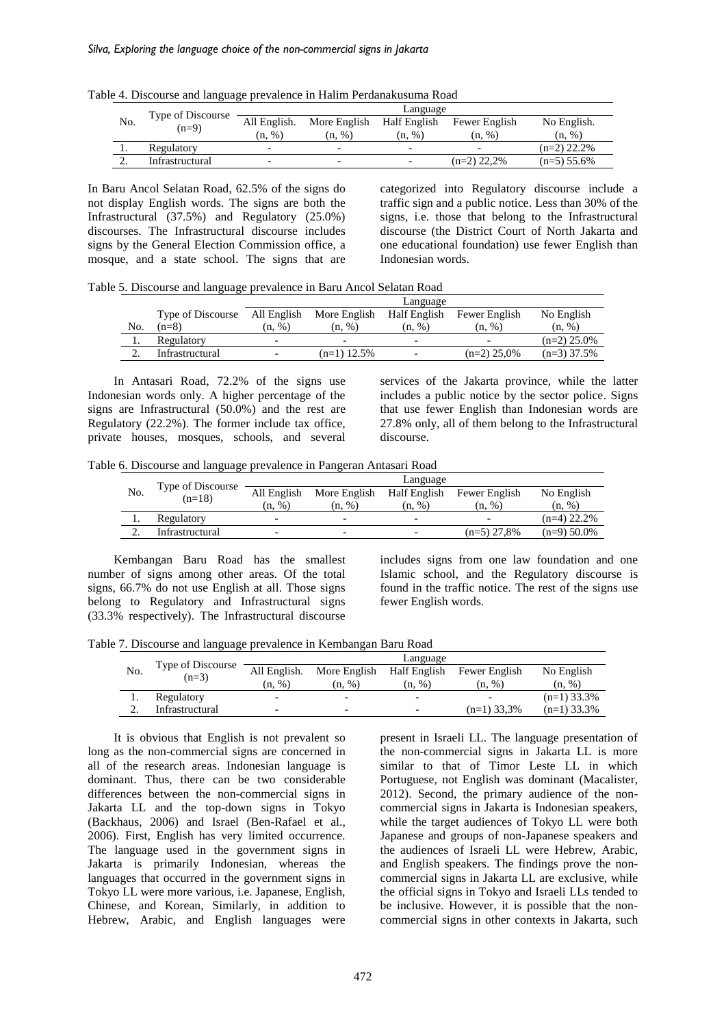Table 4. Discourse and language prevalence in Halim Perdanakusuma Road

| No. | Type of Discourse (n=9) | Language | | | | |
|---|---|---|---|---|---|---|
| | | All English. (n, %) | More English (n, %) | Half English (n, %) | Fewer English (n, %) | No English. (n, %) |
| 1. | Regulatory | - | - | - | - | (n=2) 22.2% |
| 2. | Infrastructural | - | - | - | (n=2) 22,2% | (n=5) 55.6% |

In Baru Ancol Selatan Road, 62.5% of the signs do not display English words. The signs are both the Infrastructural (37.5%) and Regulatory (25.0%) discourses. The Infrastructural discourse includes signs by the General Election Commission office, a mosque, and a state school. The signs that are categorized into Regulatory discourse include a traffic sign and a public notice. Less than 30% of the signs, i.e. those that belong to the Infrastructural discourse (the District Court of North Jakarta and one educational foundation) use fewer English than Indonesian words.

Table 5. Discourse and language prevalence in Baru Ancol Selatan Road

| No. | Type of Discourse (n=8) | Language | | | | |
|---|---|---|---|---|---|---|
| | | All English (n, %) | More English (n, %) | Half English (n, %) | Fewer English (n, %) | No English (n, %) |
| 1. | Regulatory | - | - | - | - | (n=2) 25.0% |
| 2. | Infrastructural | - | (n=1) 12.5% | - | (n=2) 25,0% | (n=3) 37.5% |

In Antasari Road, 72.2% of the signs use Indonesian words only. A higher percentage of the signs are Infrastructural (50.0%) and the rest are Regulatory (22.2%). The former include tax office, private houses, mosques, schools, and several services of the Jakarta province, while the latter includes a public notice by the sector police. Signs that use fewer English than Indonesian words are 27.8% only, all of them belong to the Infrastructural discourse.

Table 6. Discourse and language prevalence in Pangeran Antasari Road

| No. | Type of Discourse (n=18) | Language | | | | |
|---|---|---|---|---|---|---|
| | | All English (n, %) | More English (n, %) | Half English (n, %) | Fewer English (n, %) | No English (n, %) |
| 1. | Regulatory | - | - | - | - | (n=4) 22.2% |
| 2. | Infrastructural | - | - | - | (n=5) 27,8% | (n=9) 50.0% |

Kembangan Baru Road has the smallest number of signs among other areas. Of the total signs, 66.7% do not use English at all. Those signs belong to Regulatory and Infrastructural signs (33.3% respectively). The Infrastructural discourse includes signs from one law foundation and one Islamic school, and the Regulatory discourse is found in the traffic notice. The rest of the signs use fewer English words.

Table 7. Discourse and language prevalence in Kembangan Baru Road

| No. | Type of Discourse (n=3) | Language | | | | |
|---|---|---|---|---|---|---|
| | | All English. (n, %) | More English (n, %) | Half English (n, %) | Fewer English (n, %) | No English (n, %) |
| 1. | Regulatory | - | - | - | - | (n=1) 33.3% |
| 2. | Infrastructural | - | - | - | (n=1) 33,3% | (n=1) 33.3% |

It is obvious that English is not prevalent so long as the non-commercial signs are concerned in all of the research areas. Indonesian language is dominant. Thus, there can be two considerable differences between the non-commercial signs in Jakarta LL and the top-down signs in Tokyo (Backhaus, 2006) and Israel (Ben-Rafael et al., 2006). First, English has very limited occurrence. The language used in the government signs in Jakarta is primarily Indonesian, whereas the languages that occurred in the government signs in Tokyo LL were more various, i.e. Japanese, English, Chinese, and Korean, Similarly, in addition to Hebrew, Arabic, and English languages were present in Israeli LL. The language presentation of the non-commercial signs in Jakarta LL is more similar to that of Timor Leste LL in which Portuguese, not English was dominant (Macalister, 2012). Second, the primary audience of the non-commercial signs in Jakarta is Indonesian speakers, while the target audiences of Tokyo LL were both Japanese and groups of non-Japanese speakers and the audiences of Israeli LL were Hebrew, Arabic, and English speakers. The findings prove the non-commercial signs in Jakarta LL are exclusive, while the official signs in Tokyo and Israeli LLs tended to be inclusive. However, it is possible that the non-commercial signs in other contexts in Jakarta, such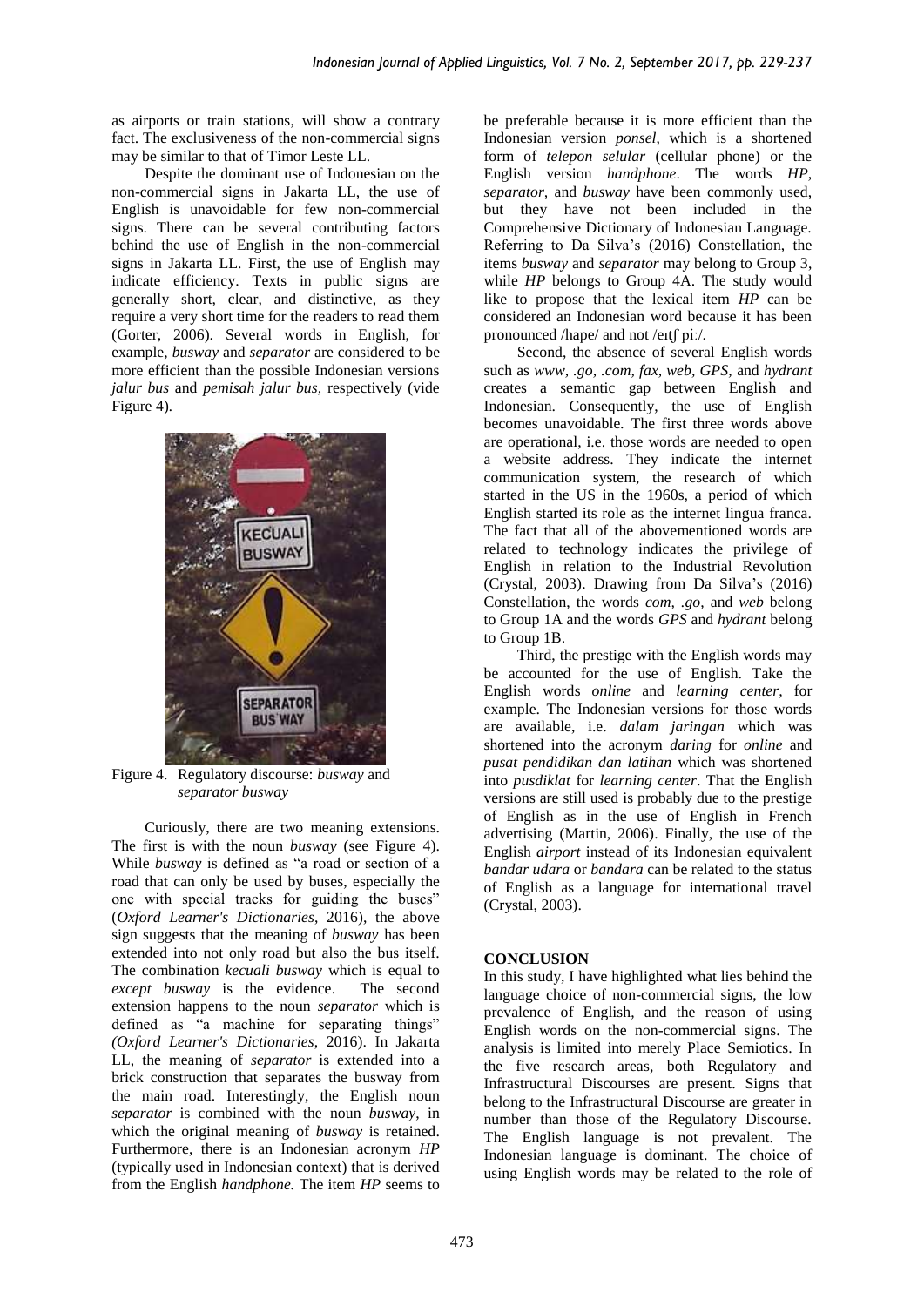as airports or train stations, will show a contrary fact. The exclusiveness of the non-commercial signs may be similar to that of Timor Leste LL.

Despite the dominant use of Indonesian on the non-commercial signs in Jakarta LL, the use of English is unavoidable for few non-commercial signs. There can be several contributing factors behind the use of English in the non-commercial signs in Jakarta LL. First, the use of English may indicate efficiency. Texts in public signs are generally short, clear, and distinctive, as they require a very short time for the readers to read them (Gorter, 2006). Several words in English, for example, *busway* and *separator* are considered to be more efficient than the possible Indonesian versions *jalur bus* and *pemisah jalur bus,* respectively (vide Figure 4).

Figure 4. Regulatory discourse: *busway* and *separator busway*

Curiously, there are two meaning extensions. The first is with the noun *busway* (see Figure 4). While *busway* is defined as "a road or section of a road that can only be used by buses, especially the one with special tracks for guiding the buses" (*Oxford Learner's Dictionaries*, 2016), the above sign suggests that the meaning of *busway* has been extended into not only road but also the bus itself. The combination *kecuali busway* which is equal to *except busway* is the evidence. The second extension happens to the noun *separator* which is defined as "a machine for separating things" *(Oxford Learner's Dictionaries*, 2016). In Jakarta LL, the meaning of *separator* is extended into a brick construction that separates the busway from the main road. Interestingly, the English noun *separator* is combined with the noun *busway*, in which the original meaning of *busway* is retained. Furthermore, there is an Indonesian acronym *HP* (typically used in Indonesian context) that is derived from the English *handphone.* The item *HP* seems to be preferable because it is more efficient than the Indonesian version *ponsel,* which is a shortened form of *telepon selular* (cellular phone) or the English version *handphone*. The words *HP, separator,* and *busway* have been commonly used, but they have not been included in the Comprehensive Dictionary of Indonesian Language. Referring to Da Silva's (2016) Constellation, the items *busway* and *separator* may belong to Group 3, while *HP* belongs to Group 4A. The study would like to propose that the lexical item *HP* can be considered an Indonesian word because it has been pronounced /hape/ and not /eɪtʃ piː/.

Second, the absence of several English words such as *www, .go, .com, fax, web, GPS,* and *hydrant* creates a semantic gap between English and Indonesian. Consequently, the use of English becomes unavoidable. The first three words above are operational, i.e. those words are needed to open a website address. They indicate the internet communication system, the research of which started in the US in the 1960s, a period of which English started its role as the internet lingua franca. The fact that all of the abovementioned words are related to technology indicates the privilege of English in relation to the Industrial Revolution (Crystal, 2003). Drawing from Da Silva's (2016) Constellation, the words *com, .go,* and *web* belong to Group 1A and the words *GPS* and *hydrant* belong to Group 1B.

Third, the prestige with the English words may be accounted for the use of English. Take the English words *online* and *learning center,* for example. The Indonesian versions for those words are available, i.e. *dalam jaringan* which was shortened into the acronym *daring* for *online* and *pusat pendidikan dan latihan* which was shortened into *pusdiklat* for *learning center*. That the English versions are still used is probably due to the prestige of English as in the use of English in French advertising (Martin, 2006). Finally, the use of the English *airport* instead of its Indonesian equivalent *bandar udara* or *bandara* can be related to the status of English as a language for international travel (Crystal, 2003).

## CONCLUSION

In this study, I have highlighted what lies behind the language choice of non-commercial signs, the low prevalence of English, and the reason of using English words on the non-commercial signs. The analysis is limited into merely Place Semiotics. In the five research areas, both Regulatory and Infrastructural Discourses are present. Signs that belong to the Infrastructural Discourse are greater in number than those of the Regulatory Discourse. The English language is not prevalent. The Indonesian language is dominant. The choice of using English words may be related to the role of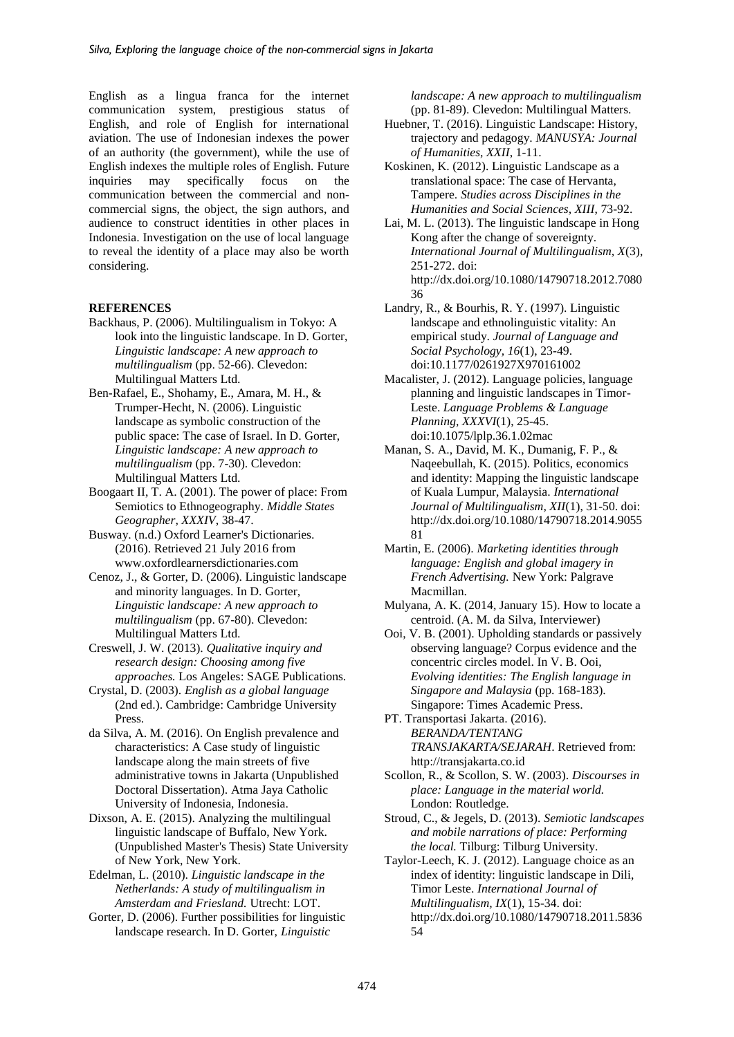English as a lingua franca for the internet communication system, prestigious status of English, and role of English for international aviation. The use of Indonesian indexes the power of an authority (the government), while the use of English indexes the multiple roles of English. Future inquiries may specifically focus on the communication between the commercial and non-commercial signs, the object, the sign authors, and audience to construct identities in other places in Indonesia. Investigation on the use of local language to reveal the identity of a place may also be worth considering.

## REFERENCES

Backhaus, P. (2006). Multilingualism in Tokyo: A look into the linguistic landscape. In D. Gorter, *Linguistic landscape: A new approach to multilingualism* (pp. 52-66). Clevedon: Multilingual Matters Ltd.

Ben-Rafael, E., Shohamy, E., Amara, M. H., & Trumper-Hecht, N. (2006). Linguistic landscape as symbolic construction of the public space: The case of Israel. In D. Gorter, *Linguistic landscape: A new approach to multilingualism* (pp. 7-30). Clevedon: Multilingual Matters Ltd.

Boogaart II, T. A. (2001). The power of place: From Semiotics to Ethnogeography. *Middle States Geographer, XXXIV*, 38-47.

Busway. (n.d.) Oxford Learner's Dictionaries. (2016). Retrieved 21 July 2016 from www.oxfordlearnersdictionaries.com

Cenoz, J., & Gorter, D. (2006). Linguistic landscape and minority languages. In D. Gorter, *Linguistic landscape: A new approach to multilingualism* (pp. 67-80). Clevedon: Multilingual Matters Ltd.

Creswell, J. W. (2013). *Qualitative inquiry and research design: Choosing among five approaches.* Los Angeles: SAGE Publications.

Crystal, D. (2003). *English as a global language* (2nd ed.). Cambridge: Cambridge University Press.

da Silva, A. M. (2016). On English prevalence and characteristics: A Case study of linguistic landscape along the main streets of five administrative towns in Jakarta (Unpublished Doctoral Dissertation). Atma Jaya Catholic University of Indonesia, Indonesia.

Dixson, A. E. (2015). Analyzing the multilingual linguistic landscape of Buffalo, New York. (Unpublished Master's Thesis) State University of New York, New York.

Edelman, L. (2010). *Linguistic landscape in the Netherlands: A study of multilingualism in Amsterdam and Friesland.* Utrecht: LOT.

Gorter, D. (2006). Further possibilities for linguistic landscape research. In D. Gorter, *Linguistic landscape: A new approach to multilingualism* (pp. 81-89). Clevedon: Multilingual Matters.

Huebner, T. (2016). Linguistic Landscape: History, trajectory and pedagogy. *MANUSYA: Journal of Humanities, XXII*, 1-11.

Koskinen, K. (2012). Linguistic Landscape as a translational space: The case of Hervanta, Tampere. *Studies across Disciplines in the Humanities and Social Sciences, XIII*, 73-92.

Lai, M. L. (2013). The linguistic landscape in Hong Kong after the change of sovereignty. *International Journal of Multilingualism, X*(3), 251-272. doi: http://dx.doi.org/10.1080/14790718.2012.708036

Landry, R., & Bourhis, R. Y. (1997). Linguistic landscape and ethnolinguistic vitality: An empirical study. *Journal of Language and Social Psychology, 16*(1), 23-49. doi:10.1177/0261927X970161002

Macalister, J. (2012). Language policies, language planning and linguistic landscapes in Timor-Leste. *Language Problems & Language Planning, XXXVI*(1), 25-45. doi:10.1075/lplp.36.1.02mac

Manan, S. A., David, M. K., Dumanig, F. P., & Naqeebullah, K. (2015). Politics, economics and identity: Mapping the linguistic landscape of Kuala Lumpur, Malaysia. *International Journal of Multilingualism, XII*(1), 31-50. doi: http://dx.doi.org/10.1080/14790718.2014.905581

Martin, E. (2006). *Marketing identities through language: English and global imagery in French Advertising.* New York: Palgrave Macmillan.

Mulyana, A. K. (2014, January 15). How to locate a centroid. (A. M. da Silva, Interviewer)

Ooi, V. B. (2001). Upholding standards or passively observing language? Corpus evidence and the concentric circles model. In V. B. Ooi, *Evolving identities: The English language in Singapore and Malaysia* (pp. 168-183). Singapore: Times Academic Press.

PT. Transportasi Jakarta. (2016). *BERANDA/TENTANG TRANSJAKARTA/SEJARAH*. Retrieved from: http://transjakarta.co.id

Scollon, R., & Scollon, S. W. (2003). *Discourses in place: Language in the material world.* London: Routledge.

Stroud, C., & Jegels, D. (2013). *Semiotic landscapes and mobile narrations of place: Performing the local.* Tilburg: Tilburg University.

Taylor-Leech, K. J. (2012). Language choice as an index of identity: linguistic landscape in Dili, Timor Leste. *International Journal of Multilingualism, IX*(1), 15-34. doi: http://dx.doi.org/10.1080/14790718.2011.583654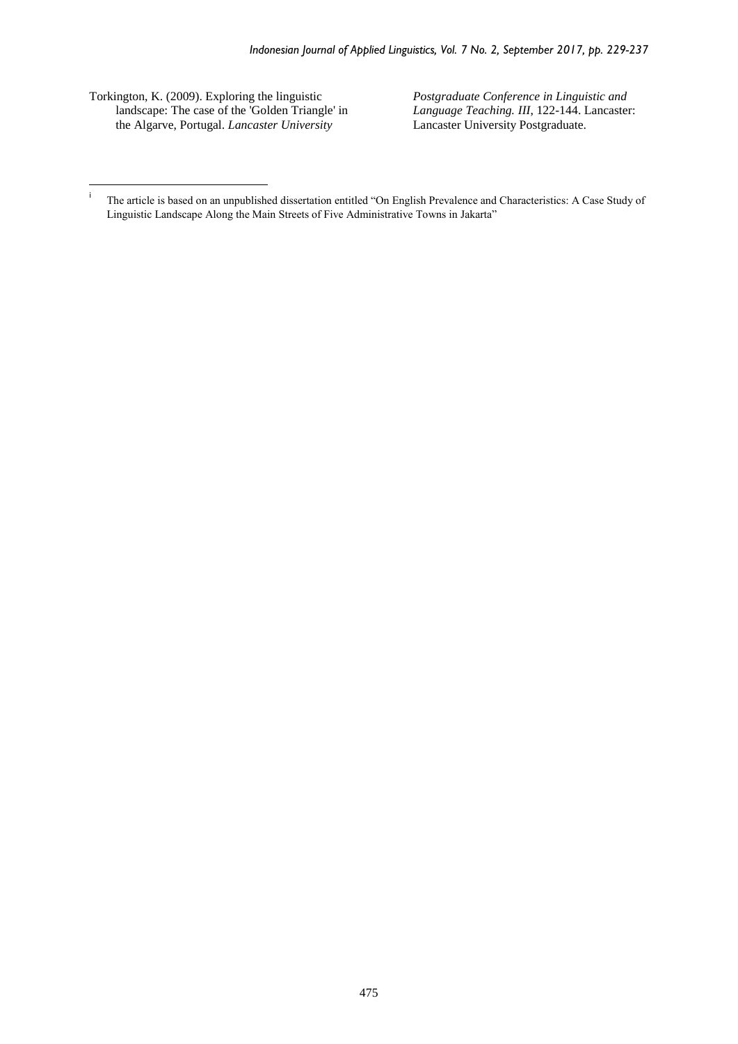Torkington, K. (2009). Exploring the linguistic landscape: The case of the 'Golden Triangle' in the Algarve, Portugal. *Lancaster University Postgraduate Conference in Linguistic and Language Teaching. III*, 122-144. Lancaster: Lancaster University Postgraduate.

---

[i] The article is based on an unpublished dissertation entitled "On English Prevalence and Characteristics: A Case Study of Linguistic Landscape Along the Main Streets of Five Administrative Towns in Jakarta"